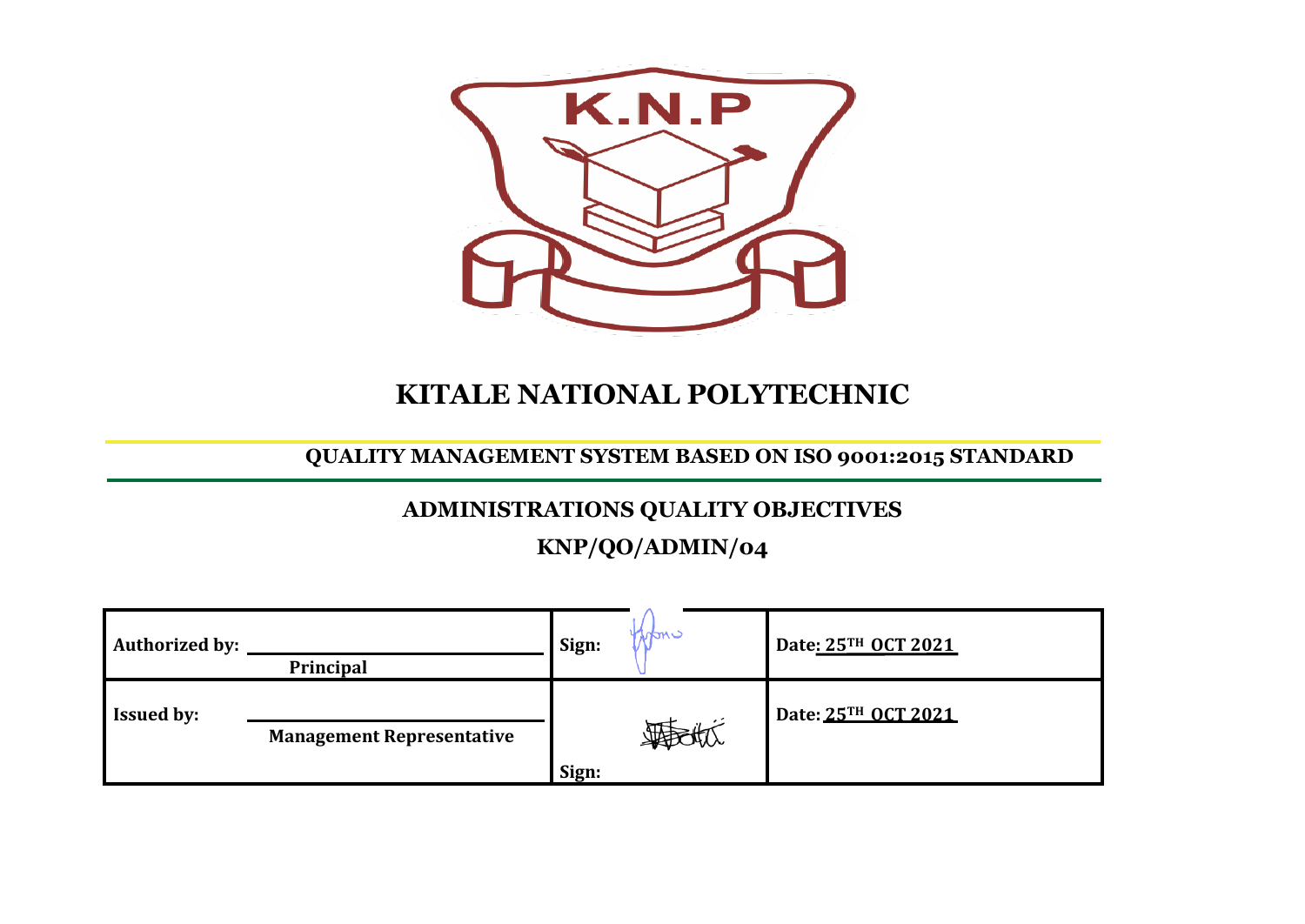# KITALE NATIONAL POLYTECHNIC

## QUALITY MANAGEMENT SYSTEM BASED ON ISO 9001:2015 STANDARD

## ADMINISTRATIONS QUALITY OBJECTIVES

## KNP/QO/ADMIN/04

| | | |
|---|---|---|
| **Authorized by:** **Principal** | **Sign:** | **Date: 25TH OCT 2021** |
| **Issued by:** **Management Representative** | **Sign:** | **Date: 25TH OCT 2021** |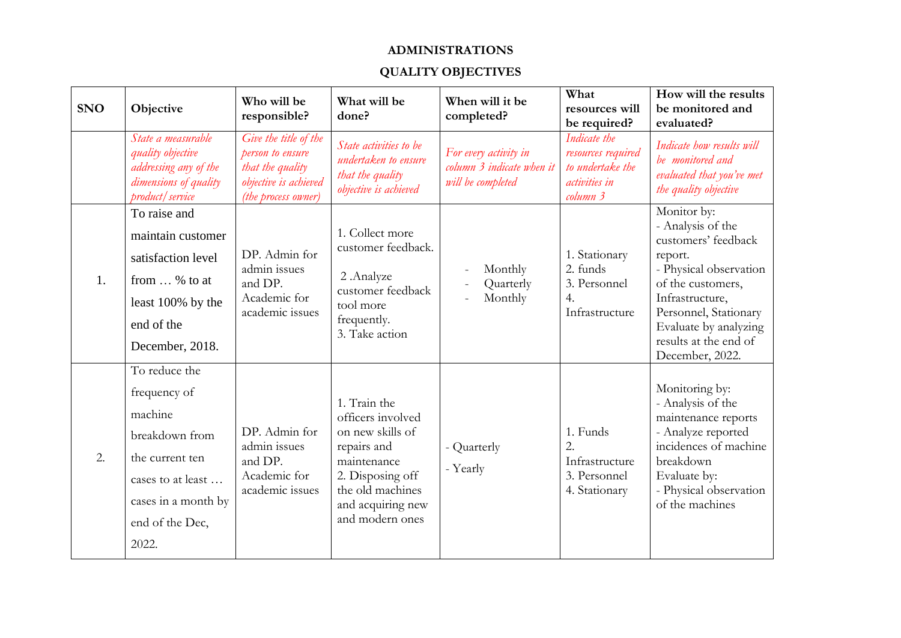**ADMINISTRATIONS**

**QUALITY OBJECTIVES**

| SNO | Objective | Who will be responsible? | What will be done? | When will it be completed? | What resources will be required? | How will the results be monitored and evaluated? |
|---|---|---|---|---|---|---|
| | *State a measurable quality objective addressing any of the dimensions of quality product/service* | *Give the title of the person to ensure that the quality objective is achieved (the process owner)* | *State activities to be undertaken to ensure that the quality objective is achieved* | *For every activity in column 3 indicate when it will be completed* | *Indicate the resources required to undertake the activities in column 3* | *Indicate how results will be monitored and evaluated that you've met the quality objective* |
| 1. | To raise and maintain customer satisfaction level from … % to at least 100% by the end of the December, 2018. | DP. Admin for admin issues and DP. Academic for academic issues | 1. Collect more customer feedback.<br>2 .Analyze customer feedback tool more frequently.<br>3. Take action | - Monthly<br>- Quarterly<br>- Monthly | 1. Stationary<br>2. funds<br>3. Personnel<br>4. Infrastructure | Monitor by:<br>- Analysis of the customers' feedback report.<br>- Physical observation of the customers, Infrastructure, Personnel, Stationary<br>Evaluate by analyzing results at the end of December, 2022. |
| 2. | To reduce the frequency of machine breakdown from the current ten cases to at least … cases in a month by end of the Dec, 2022. | DP. Admin for admin issues and DP. Academic for academic issues | 1. Train the officers involved on new skills of repairs and maintenance<br>2. Disposing off the old machines and acquiring new and modern ones | - Quarterly<br>- Yearly | 1. Funds<br>2. Infrastructure<br>3. Personnel<br>4. Stationary | Monitoring by:<br>- Analysis of the maintenance reports<br>- Analyze reported incidences of machine breakdown<br>Evaluate by:<br>- Physical observation of the machines |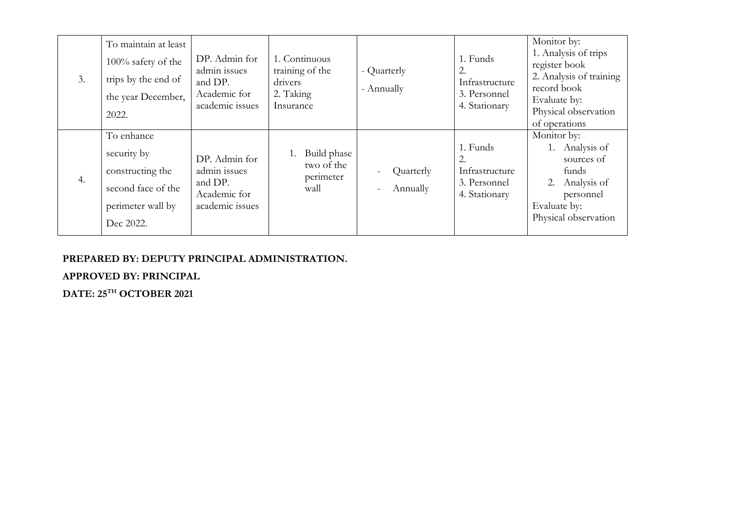| | | | | | | |
|---|---|---|---|---|---|---|
| 3. | To maintain at least 100% safety of the trips by the end of the year December, 2022. | DP. Admin for admin issues and DP. Academic for academic issues | 1. Continuous training of the drivers<br>2. Taking Insurance | - Quarterly<br>- Annually | 1. Funds<br>2. Infrastructure<br>3. Personnel<br>4. Stationary | Monitor by:<br>1. Analysis of trips register book<br>2. Analysis of training record book<br>Evaluate by:<br>Physical observation of operations |
| 4. | To enhance security by constructing the second face of the perimeter wall by Dec 2022. | DP. Admin for admin issues and DP. Academic for academic issues | 1. Build phase two of the perimeter wall | - Quarterly<br>- Annually | 1. Funds<br>2. Infrastructure<br>3. Personnel<br>4. Stationary | Monitor by:<br>1. Analysis of sources of funds<br>2. Analysis of personnel<br>Evaluate by:<br>Physical observation |

**PREPARED BY: DEPUTY PRINCIPAL ADMINISTRATION.**

**APPROVED BY: PRINCIPAL**

**DATE: 25TH OCTOBER 2021**